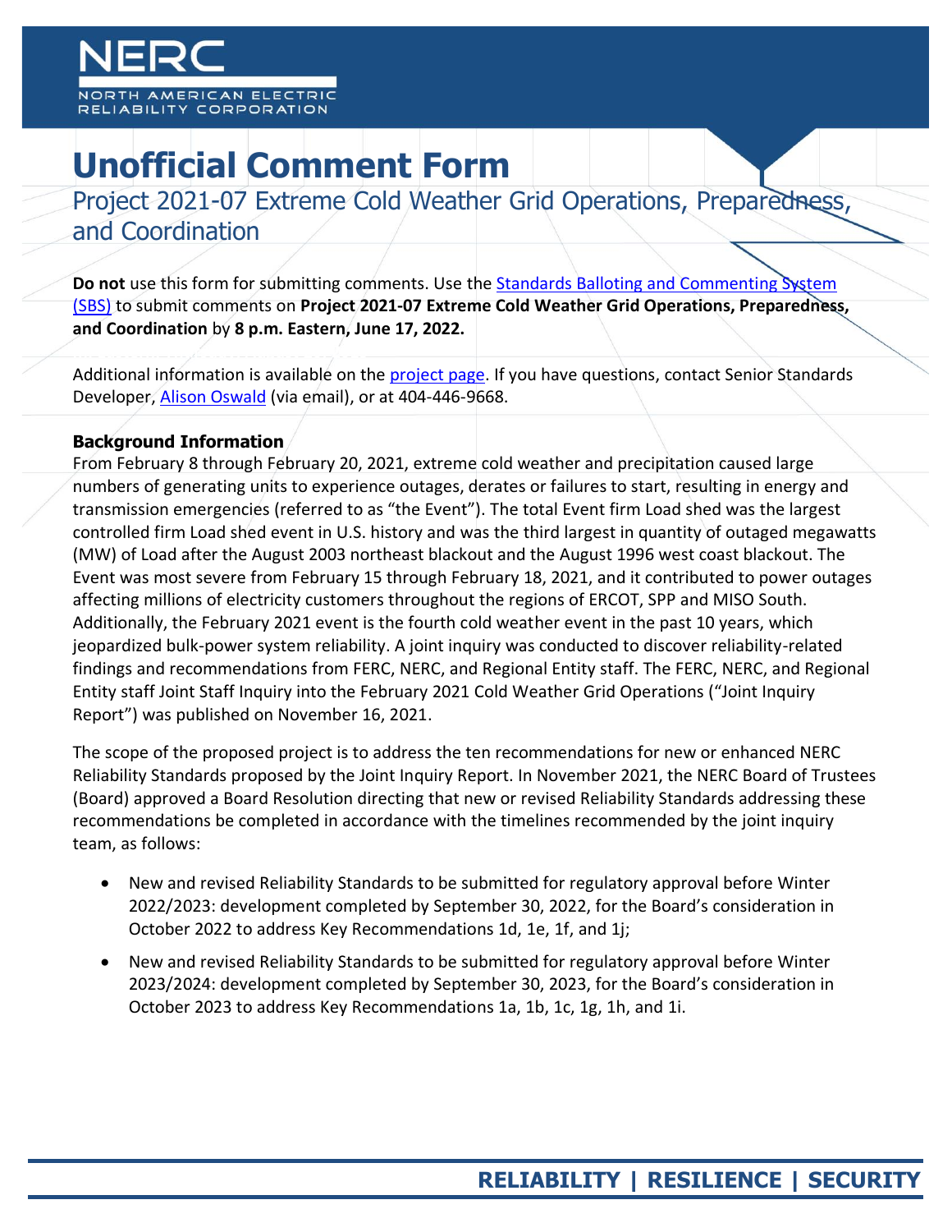# Unofficial Comment Form

## Project 2021-07 Extreme Cold Weather Grid Operations, Preparedness, and Coordination

**Do not** use this form for submitting comments. Use the Standards Balloting and Commenting System (SBS) to submit comments on **Project 2021-07 Extreme Cold Weather Grid Operations, Preparedness, and Coordination** by **8 p.m. Eastern, June 17, 2022.**

Additional information is available on the project page. If you have questions, contact Senior Standards Developer, Alison Oswald (via email), or at 404-446-9668.

**Background Information**

From February 8 through February 20, 2021, extreme cold weather and precipitation caused large numbers of generating units to experience outages, derates or failures to start, resulting in energy and transmission emergencies (referred to as "the Event"). The total Event firm Load shed was the largest controlled firm Load shed event in U.S. history and was the third largest in quantity of outaged megawatts (MW) of Load after the August 2003 northeast blackout and the August 1996 west coast blackout. The Event was most severe from February 15 through February 18, 2021, and it contributed to power outages affecting millions of electricity customers throughout the regions of ERCOT, SPP and MISO South. Additionally, the February 2021 event is the fourth cold weather event in the past 10 years, which jeopardized bulk-power system reliability. A joint inquiry was conducted to discover reliability-related findings and recommendations from FERC, NERC, and Regional Entity staff. The FERC, NERC, and Regional Entity staff Joint Staff Inquiry into the February 2021 Cold Weather Grid Operations ("Joint Inquiry Report") was published on November 16, 2021.

The scope of the proposed project is to address the ten recommendations for new or enhanced NERC Reliability Standards proposed by the Joint Inquiry Report. In November 2021, the NERC Board of Trustees (Board) approved a Board Resolution directing that new or revised Reliability Standards addressing these recommendations be completed in accordance with the timelines recommended by the joint inquiry team, as follows:

- New and revised Reliability Standards to be submitted for regulatory approval before Winter 2022/2023: development completed by September 30, 2022, for the Board's consideration in October 2022 to address Key Recommendations 1d, 1e, 1f, and 1j;
- New and revised Reliability Standards to be submitted for regulatory approval before Winter 2023/2024: development completed by September 30, 2023, for the Board's consideration in October 2023 to address Key Recommendations 1a, 1b, 1c, 1g, 1h, and 1i.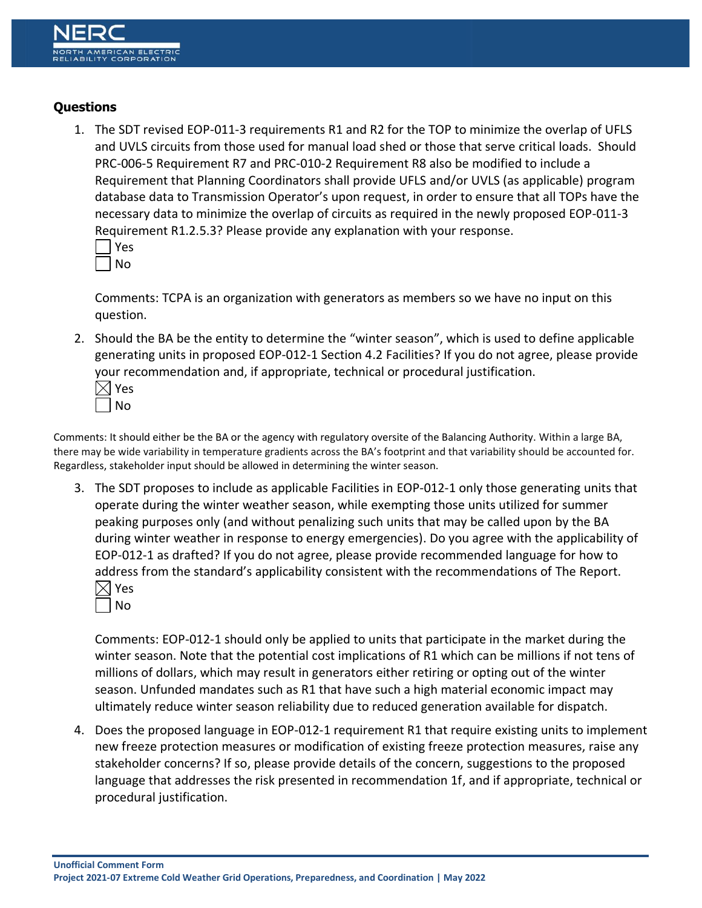## Questions

1. The SDT revised EOP-011-3 requirements R1 and R2 for the TOP to minimize the overlap of UFLS and UVLS circuits from those used for manual load shed or those that serve critical loads. Should PRC-006-5 Requirement R7 and PRC-010-2 Requirement R8 also be modified to include a Requirement that Planning Coordinators shall provide UFLS and/or UVLS (as applicable) program database data to Transmission Operator's upon request, in order to ensure that all TOPs have the necessary data to minimize the overlap of circuits as required in the newly proposed EOP-011-3 Requirement R1.2.5.3? Please provide any explanation with your response.

   ☐ Yes
   ☐ No

   Comments: TCPA is an organization with generators as members so we have no input on this question.

2. Should the BA be the entity to determine the "winter season", which is used to define applicable generating units in proposed EOP-012-1 Section 4.2 Facilities? If you do not agree, please provide your recommendation and, if appropriate, technical or procedural justification.

   ☒ Yes
   ☐ No

Comments: It should either be the BA or the agency with regulatory oversite of the Balancing Authority. Within a large BA, there may be wide variability in temperature gradients across the BA's footprint and that variability should be accounted for. Regardless, stakeholder input should be allowed in determining the winter season.

3. The SDT proposes to include as applicable Facilities in EOP-012-1 only those generating units that operate during the winter weather season, while exempting those units utilized for summer peaking purposes only (and without penalizing such units that may be called upon by the BA during winter weather in response to energy emergencies). Do you agree with the applicability of EOP-012-1 as drafted? If you do not agree, please provide recommended language for how to address from the standard's applicability consistent with the recommendations of The Report.

   ☒ Yes
   ☐ No

   Comments: EOP-012-1 should only be applied to units that participate in the market during the winter season. Note that the potential cost implications of R1 which can be millions if not tens of millions of dollars, which may result in generators either retiring or opting out of the winter season. Unfunded mandates such as R1 that have such a high material economic impact may ultimately reduce winter season reliability due to reduced generation available for dispatch.

4. Does the proposed language in EOP-012-1 requirement R1 that require existing units to implement new freeze protection measures or modification of existing freeze protection measures, raise any stakeholder concerns? If so, please provide details of the concern, suggestions to the proposed language that addresses the risk presented in recommendation 1f, and if appropriate, technical or procedural justification.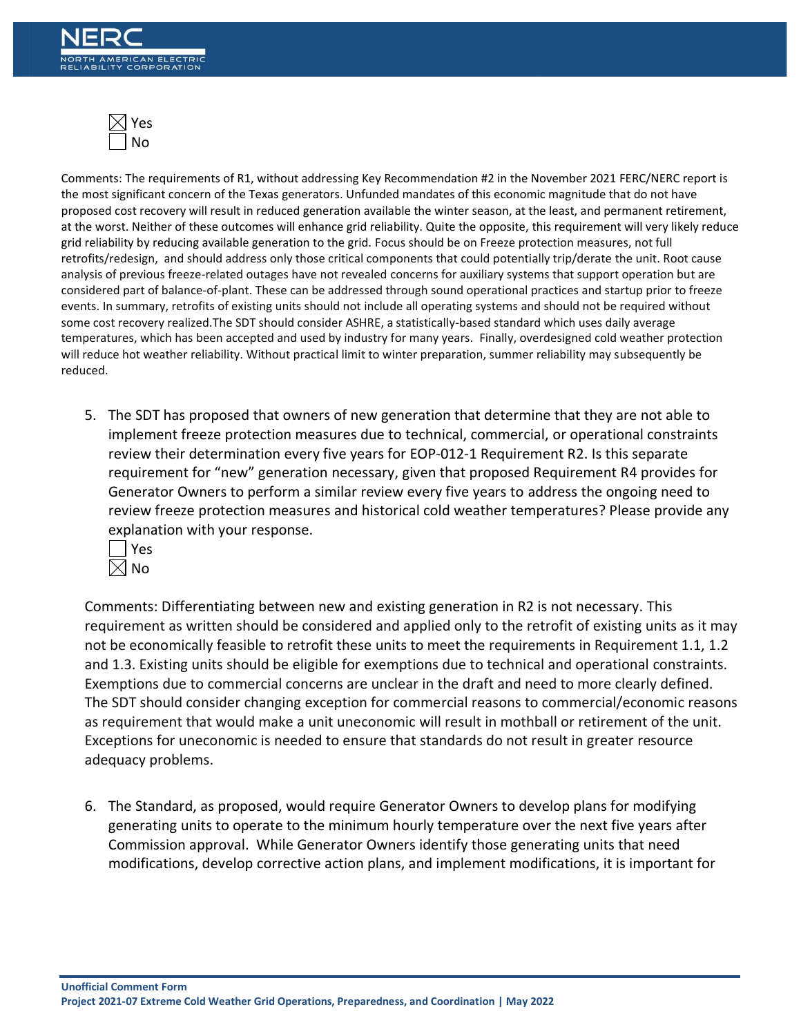☒ Yes
☐ No

Comments: The requirements of R1, without addressing Key Recommendation #2 in the November 2021 FERC/NERC report is the most significant concern of the Texas generators. Unfunded mandates of this economic magnitude that do not have proposed cost recovery will result in reduced generation available the winter season, at the least, and permanent retirement, at the worst. Neither of these outcomes will enhance grid reliability. Quite the opposite, this requirement will very likely reduce grid reliability by reducing available generation to the grid. Focus should be on Freeze protection measures, not full retrofits/redesign, and should address only those critical components that could potentially trip/derate the unit. Root cause analysis of previous freeze-related outages have not revealed concerns for auxiliary systems that support operation but are considered part of balance-of-plant. These can be addressed through sound operational practices and startup prior to freeze events. In summary, retrofits of existing units should not include all operating systems and should not be required without some cost recovery realized.The SDT should consider ASHRE, a statistically-based standard which uses daily average temperatures, which has been accepted and used by industry for many years. Finally, overdesigned cold weather protection will reduce hot weather reliability. Without practical limit to winter preparation, summer reliability may subsequently be reduced.

5. The SDT has proposed that owners of new generation that determine that they are not able to implement freeze protection measures due to technical, commercial, or operational constraints review their determination every five years for EOP-012-1 Requirement R2. Is this separate requirement for "new" generation necessary, given that proposed Requirement R4 provides for Generator Owners to perform a similar review every five years to address the ongoing need to review freeze protection measures and historical cold weather temperatures? Please provide any explanation with your response.

   ☐ Yes
   ☒ No

   Comments: Differentiating between new and existing generation in R2 is not necessary. This requirement as written should be considered and applied only to the retrofit of existing units as it may not be economically feasible to retrofit these units to meet the requirements in Requirement 1.1, 1.2 and 1.3. Existing units should be eligible for exemptions due to technical and operational constraints. Exemptions due to commercial concerns are unclear in the draft and need to more clearly defined. The SDT should consider changing exception for commercial reasons to commercial/economic reasons as requirement that would make a unit uneconomic will result in mothball or retirement of the unit. Exceptions for uneconomic is needed to ensure that standards do not result in greater resource adequacy problems.

6. The Standard, as proposed, would require Generator Owners to develop plans for modifying generating units to operate to the minimum hourly temperature over the next five years after Commission approval. While Generator Owners identify those generating units that need modifications, develop corrective action plans, and implement modifications, it is important for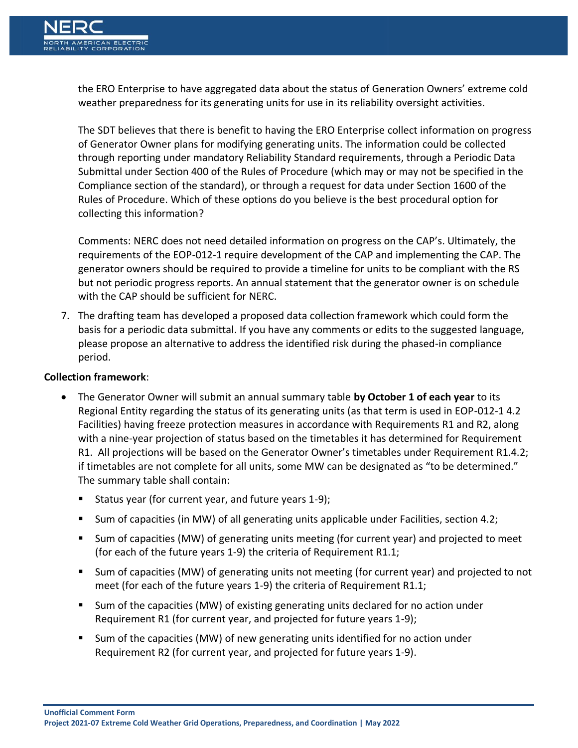the ERO Enterprise to have aggregated data about the status of Generation Owners' extreme cold weather preparedness for its generating units for use in its reliability oversight activities.

The SDT believes that there is benefit to having the ERO Enterprise collect information on progress of Generator Owner plans for modifying generating units. The information could be collected through reporting under mandatory Reliability Standard requirements, through a Periodic Data Submittal under Section 400 of the Rules of Procedure (which may or may not be specified in the Compliance section of the standard), or through a request for data under Section 1600 of the Rules of Procedure. Which of these options do you believe is the best procedural option for collecting this information?

Comments: NERC does not need detailed information on progress on the CAP's. Ultimately, the requirements of the EOP-012-1 require development of the CAP and implementing the CAP. The generator owners should be required to provide a timeline for units to be compliant with the RS but not periodic progress reports. An annual statement that the generator owner is on schedule with the CAP should be sufficient for NERC.

7. The drafting team has developed a proposed data collection framework which could form the basis for a periodic data submittal. If you have any comments or edits to the suggested language, please propose an alternative to address the identified risk during the phased-in compliance period.

**Collection framework**:

- The Generator Owner will submit an annual summary table **by October 1 of each year** to its Regional Entity regarding the status of its generating units (as that term is used in EOP-012-1 4.2 Facilities) having freeze protection measures in accordance with Requirements R1 and R2, along with a nine-year projection of status based on the timetables it has determined for Requirement R1. All projections will be based on the Generator Owner's timetables under Requirement R1.4.2; if timetables are not complete for all units, some MW can be designated as "to be determined." The summary table shall contain:
  - Status year (for current year, and future years 1-9);
  - Sum of capacities (in MW) of all generating units applicable under Facilities, section 4.2;
  - Sum of capacities (MW) of generating units meeting (for current year) and projected to meet (for each of the future years 1-9) the criteria of Requirement R1.1;
  - Sum of capacities (MW) of generating units not meeting (for current year) and projected to not meet (for each of the future years 1-9) the criteria of Requirement R1.1;
  - Sum of the capacities (MW) of existing generating units declared for no action under Requirement R1 (for current year, and projected for future years 1-9);
  - Sum of the capacities (MW) of new generating units identified for no action under Requirement R2 (for current year, and projected for future years 1-9).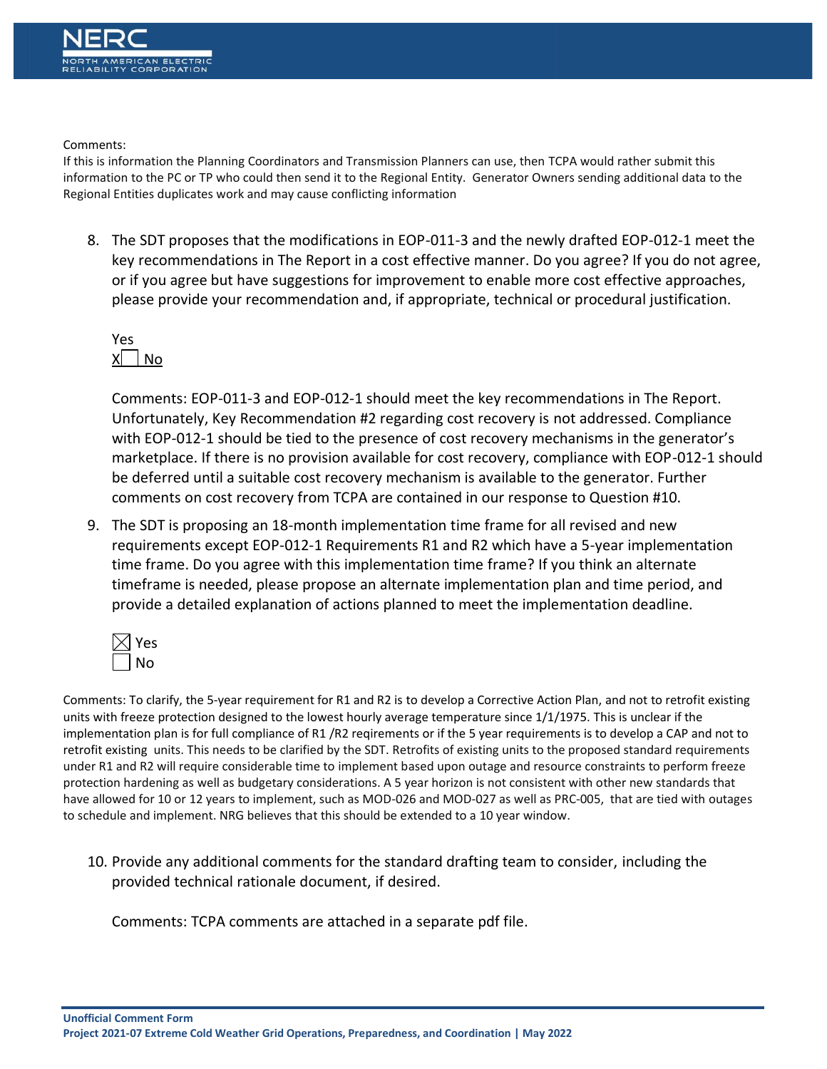Comments:
If this is information the Planning Coordinators and Transmission Planners can use, then TCPA would rather submit this information to the PC or TP who could then send it to the Regional Entity. Generator Owners sending additional data to the Regional Entities duplicates work and may cause conflicting information

8. The SDT proposes that the modifications in EOP-011-3 and the newly drafted EOP-012-1 meet the key recommendations in The Report in a cost effective manner. Do you agree? If you do not agree, or if you agree but have suggestions for improvement to enable more cost effective approaches, please provide your recommendation and, if appropriate, technical or procedural justification.

   Yes
   X☐ No

   Comments: EOP-011-3 and EOP-012-1 should meet the key recommendations in The Report. Unfortunately, Key Recommendation #2 regarding cost recovery is not addressed. Compliance with EOP-012-1 should be tied to the presence of cost recovery mechanisms in the generator's marketplace. If there is no provision available for cost recovery, compliance with EOP-012-1 should be deferred until a suitable cost recovery mechanism is available to the generator. Further comments on cost recovery from TCPA are contained in our response to Question #10.

9. The SDT is proposing an 18-month implementation time frame for all revised and new requirements except EOP-012-1 Requirements R1 and R2 which have a 5-year implementation time frame. Do you agree with this implementation time frame? If you think an alternate timeframe is needed, please propose an alternate implementation plan and time period, and provide a detailed explanation of actions planned to meet the implementation deadline.

   ☒ Yes
   ☐ No

Comments: To clarify, the 5-year requirement for R1 and R2 is to develop a Corrective Action Plan, and not to retrofit existing units with freeze protection designed to the lowest hourly average temperature since 1/1/1975. This is unclear if the implementation plan is for full compliance of R1 /R2 reqirements or if the 5 year requirements is to develop a CAP and not to retrofit existing units. This needs to be clarified by the SDT. Retrofits of existing units to the proposed standard requirements under R1 and R2 will require considerable time to implement based upon outage and resource constraints to perform freeze protection hardening as well as budgetary considerations. A 5 year horizon is not consistent with other new standards that have allowed for 10 or 12 years to implement, such as MOD-026 and MOD-027 as well as PRC-005, that are tied with outages to schedule and implement. NRG believes that this should be extended to a 10 year window.

10. Provide any additional comments for the standard drafting team to consider, including the provided technical rationale document, if desired.

    Comments: TCPA comments are attached in a separate pdf file.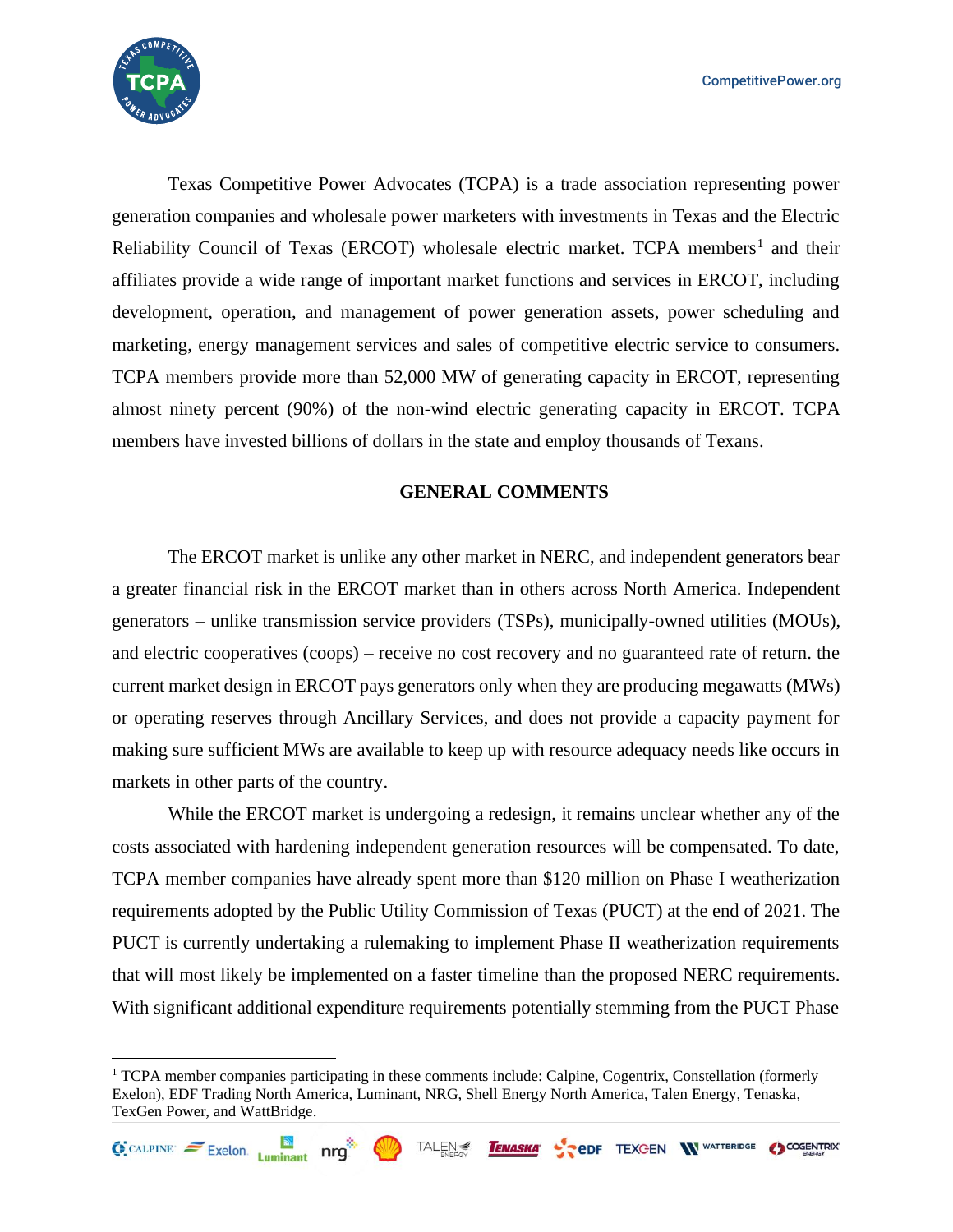Texas Competitive Power Advocates (TCPA) is a trade association representing power generation companies and wholesale power marketers with investments in Texas and the Electric Reliability Council of Texas (ERCOT) wholesale electric market. TCPA members[1] and their affiliates provide a wide range of important market functions and services in ERCOT, including development, operation, and management of power generation assets, power scheduling and marketing, energy management services and sales of competitive electric service to consumers. TCPA members provide more than 52,000 MW of generating capacity in ERCOT, representing almost ninety percent (90%) of the non-wind electric generating capacity in ERCOT. TCPA members have invested billions of dollars in the state and employ thousands of Texans.

## GENERAL COMMENTS

The ERCOT market is unlike any other market in NERC, and independent generators bear a greater financial risk in the ERCOT market than in others across North America. Independent generators – unlike transmission service providers (TSPs), municipally-owned utilities (MOUs), and electric cooperatives (coops) – receive no cost recovery and no guaranteed rate of return. the current market design in ERCOT pays generators only when they are producing megawatts (MWs) or operating reserves through Ancillary Services, and does not provide a capacity payment for making sure sufficient MWs are available to keep up with resource adequacy needs like occurs in markets in other parts of the country.

While the ERCOT market is undergoing a redesign, it remains unclear whether any of the costs associated with hardening independent generation resources will be compensated. To date, TCPA member companies have already spent more than $120 million on Phase I weatherization requirements adopted by the Public Utility Commission of Texas (PUCT) at the end of 2021. The PUCT is currently undertaking a rulemaking to implement Phase II weatherization requirements that will most likely be implemented on a faster timeline than the proposed NERC requirements. With significant additional expenditure requirements potentially stemming from the PUCT Phase

[1] TCPA member companies participating in these comments include: Calpine, Cogentrix, Constellation (formerly Exelon), EDF Trading North America, Luminant, NRG, Shell Energy North America, Talen Energy, Tenaska, TexGen Power, and WattBridge.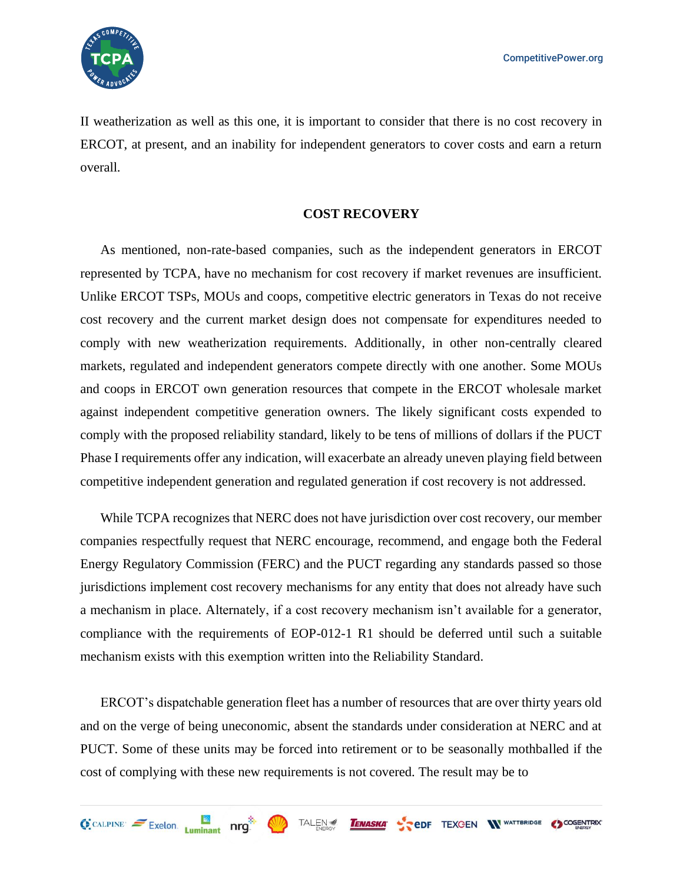II weatherization as well as this one, it is important to consider that there is no cost recovery in ERCOT, at present, and an inability for independent generators to cover costs and earn a return overall.

## COST RECOVERY

As mentioned, non-rate-based companies, such as the independent generators in ERCOT represented by TCPA, have no mechanism for cost recovery if market revenues are insufficient. Unlike ERCOT TSPs, MOUs and coops, competitive electric generators in Texas do not receive cost recovery and the current market design does not compensate for expenditures needed to comply with new weatherization requirements. Additionally, in other non-centrally cleared markets, regulated and independent generators compete directly with one another. Some MOUs and coops in ERCOT own generation resources that compete in the ERCOT wholesale market against independent competitive generation owners. The likely significant costs expended to comply with the proposed reliability standard, likely to be tens of millions of dollars if the PUCT Phase I requirements offer any indication, will exacerbate an already uneven playing field between competitive independent generation and regulated generation if cost recovery is not addressed.

While TCPA recognizes that NERC does not have jurisdiction over cost recovery, our member companies respectfully request that NERC encourage, recommend, and engage both the Federal Energy Regulatory Commission (FERC) and the PUCT regarding any standards passed so those jurisdictions implement cost recovery mechanisms for any entity that does not already have such a mechanism in place. Alternately, if a cost recovery mechanism isn't available for a generator, compliance with the requirements of EOP-012-1 R1 should be deferred until such a suitable mechanism exists with this exemption written into the Reliability Standard.

ERCOT's dispatchable generation fleet has a number of resources that are over thirty years old and on the verge of being uneconomic, absent the standards under consideration at NERC and at PUCT. Some of these units may be forced into retirement or to be seasonally mothballed if the cost of complying with these new requirements is not covered. The result may be to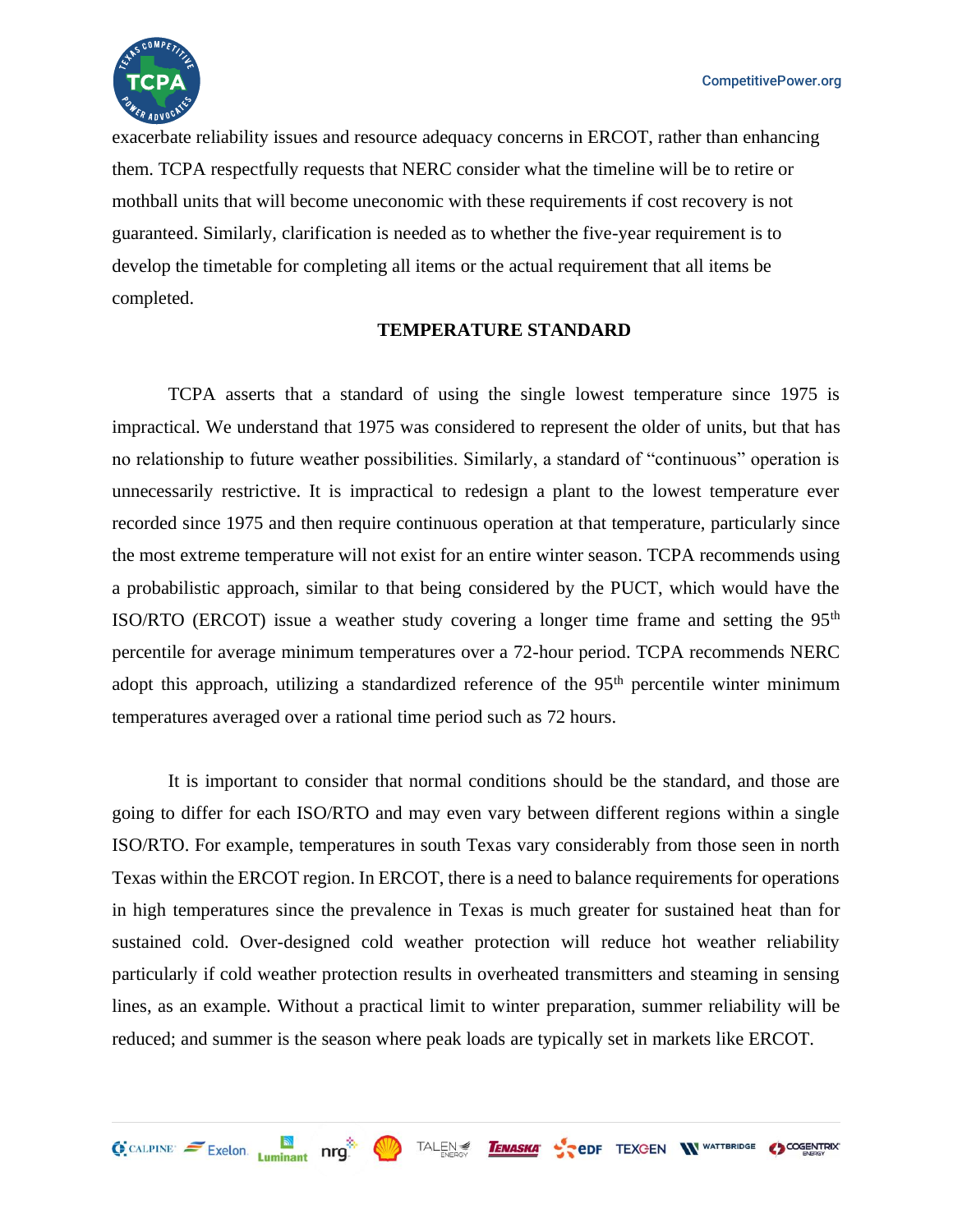exacerbate reliability issues and resource adequacy concerns in ERCOT, rather than enhancing them. TCPA respectfully requests that NERC consider what the timeline will be to retire or mothball units that will become uneconomic with these requirements if cost recovery is not guaranteed. Similarly, clarification is needed as to whether the five-year requirement is to develop the timetable for completing all items or the actual requirement that all items be completed.

## TEMPERATURE STANDARD

TCPA asserts that a standard of using the single lowest temperature since 1975 is impractical. We understand that 1975 was considered to represent the older of units, but that has no relationship to future weather possibilities. Similarly, a standard of "continuous" operation is unnecessarily restrictive. It is impractical to redesign a plant to the lowest temperature ever recorded since 1975 and then require continuous operation at that temperature, particularly since the most extreme temperature will not exist for an entire winter season. TCPA recommends using a probabilistic approach, similar to that being considered by the PUCT, which would have the ISO/RTO (ERCOT) issue a weather study covering a longer time frame and setting the 95$^{th}$ percentile for average minimum temperatures over a 72-hour period. TCPA recommends NERC adopt this approach, utilizing a standardized reference of the 95$^{th}$ percentile winter minimum temperatures averaged over a rational time period such as 72 hours.

It is important to consider that normal conditions should be the standard, and those are going to differ for each ISO/RTO and may even vary between different regions within a single ISO/RTO. For example, temperatures in south Texas vary considerably from those seen in north Texas within the ERCOT region. In ERCOT, there is a need to balance requirements for operations in high temperatures since the prevalence in Texas is much greater for sustained heat than for sustained cold. Over-designed cold weather protection will reduce hot weather reliability particularly if cold weather protection results in overheated transmitters and steaming in sensing lines, as an example. Without a practical limit to winter preparation, summer reliability will be reduced; and summer is the season where peak loads are typically set in markets like ERCOT.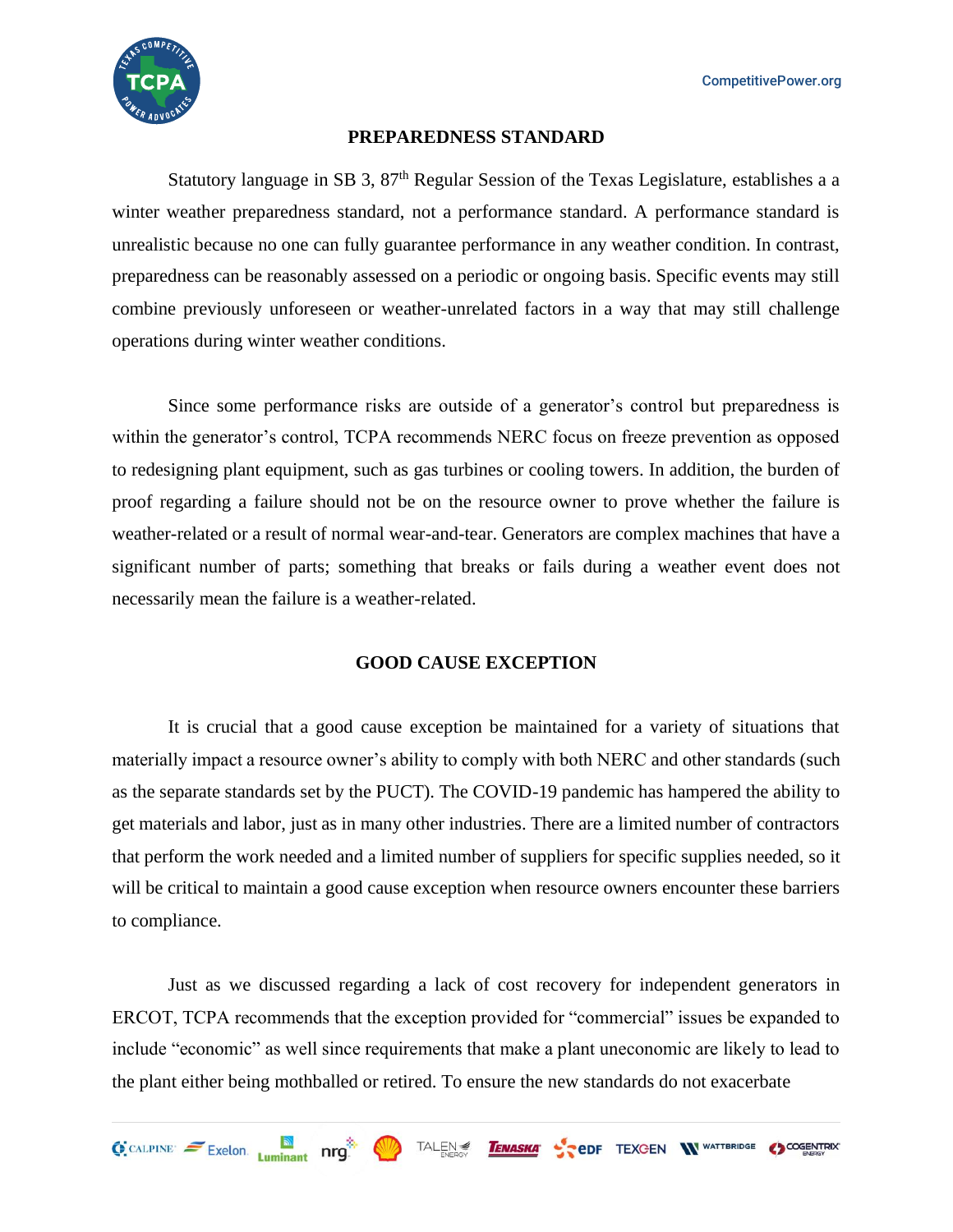## PREPAREDNESS STANDARD

Statutory language in SB 3, 87th Regular Session of the Texas Legislature, establishes a a winter weather preparedness standard, not a performance standard. A performance standard is unrealistic because no one can fully guarantee performance in any weather condition. In contrast, preparedness can be reasonably assessed on a periodic or ongoing basis. Specific events may still combine previously unforeseen or weather-unrelated factors in a way that may still challenge operations during winter weather conditions.

Since some performance risks are outside of a generator's control but preparedness is within the generator's control, TCPA recommends NERC focus on freeze prevention as opposed to redesigning plant equipment, such as gas turbines or cooling towers. In addition, the burden of proof regarding a failure should not be on the resource owner to prove whether the failure is weather-related or a result of normal wear-and-tear. Generators are complex machines that have a significant number of parts; something that breaks or fails during a weather event does not necessarily mean the failure is a weather-related.

## GOOD CAUSE EXCEPTION

It is crucial that a good cause exception be maintained for a variety of situations that materially impact a resource owner's ability to comply with both NERC and other standards (such as the separate standards set by the PUCT). The COVID-19 pandemic has hampered the ability to get materials and labor, just as in many other industries. There are a limited number of contractors that perform the work needed and a limited number of suppliers for specific supplies needed, so it will be critical to maintain a good cause exception when resource owners encounter these barriers to compliance.

Just as we discussed regarding a lack of cost recovery for independent generators in ERCOT, TCPA recommends that the exception provided for "commercial" issues be expanded to include "economic" as well since requirements that make a plant uneconomic are likely to lead to the plant either being mothballed or retired. To ensure the new standards do not exacerbate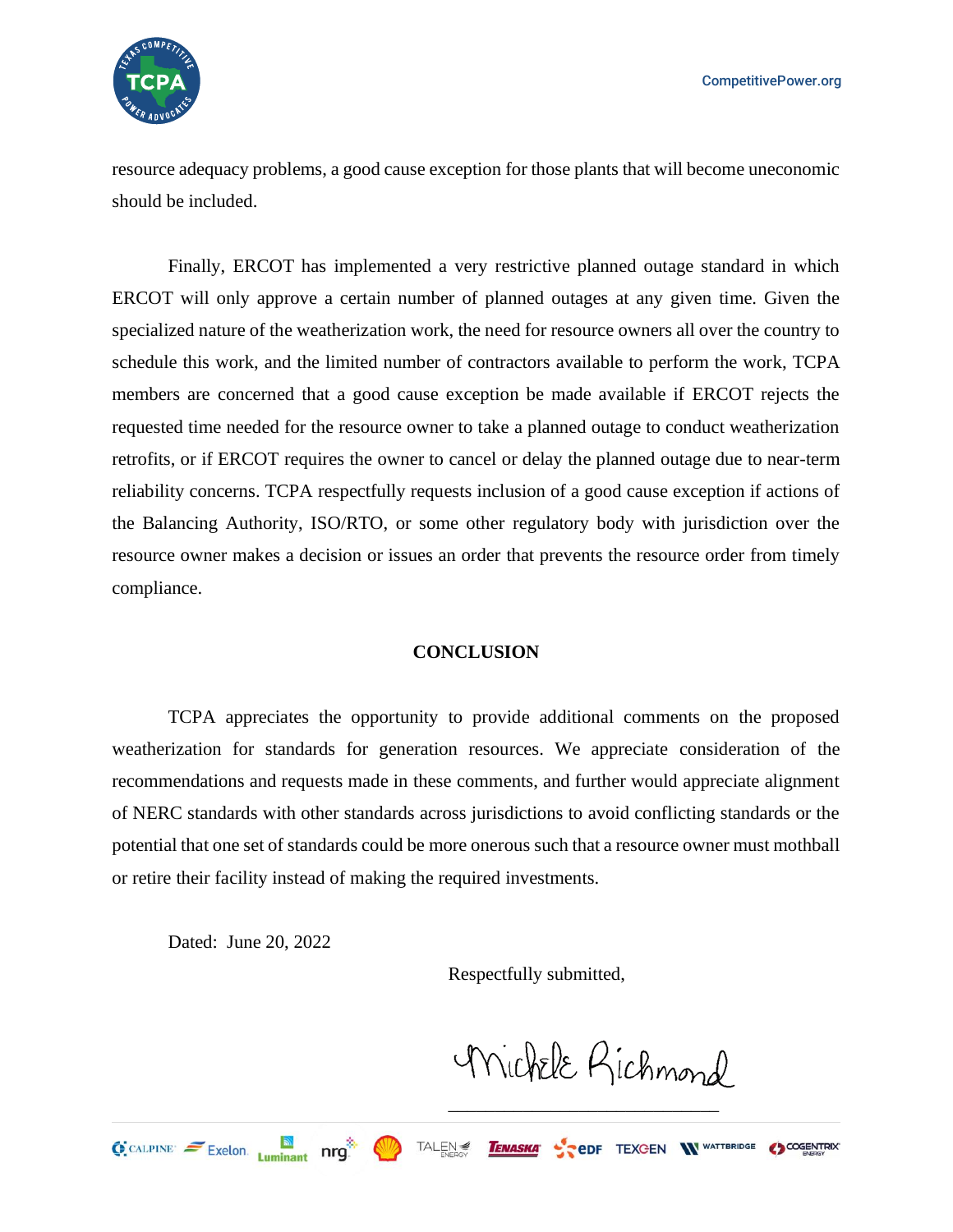resource adequacy problems, a good cause exception for those plants that will become uneconomic should be included.

Finally, ERCOT has implemented a very restrictive planned outage standard in which ERCOT will only approve a certain number of planned outages at any given time. Given the specialized nature of the weatherization work, the need for resource owners all over the country to schedule this work, and the limited number of contractors available to perform the work, TCPA members are concerned that a good cause exception be made available if ERCOT rejects the requested time needed for the resource owner to take a planned outage to conduct weatherization retrofits, or if ERCOT requires the owner to cancel or delay the planned outage due to near-term reliability concerns. TCPA respectfully requests inclusion of a good cause exception if actions of the Balancing Authority, ISO/RTO, or some other regulatory body with jurisdiction over the resource owner makes a decision or issues an order that prevents the resource order from timely compliance.

## CONCLUSION

TCPA appreciates the opportunity to provide additional comments on the proposed weatherization for standards for generation resources. We appreciate consideration of the recommendations and requests made in these comments, and further would appreciate alignment of NERC standards with other standards across jurisdictions to avoid conflicting standards or the potential that one set of standards could be more onerous such that a resource owner must mothball or retire their facility instead of making the required investments.

Dated: June 20, 2022

Respectfully submitted,

Michele Richmond

\_\_\_\_\_\_\_\_\_\_\_\_\_\_\_\_\_\_\_\_\_\_\_\_\_\_\_\_\_\_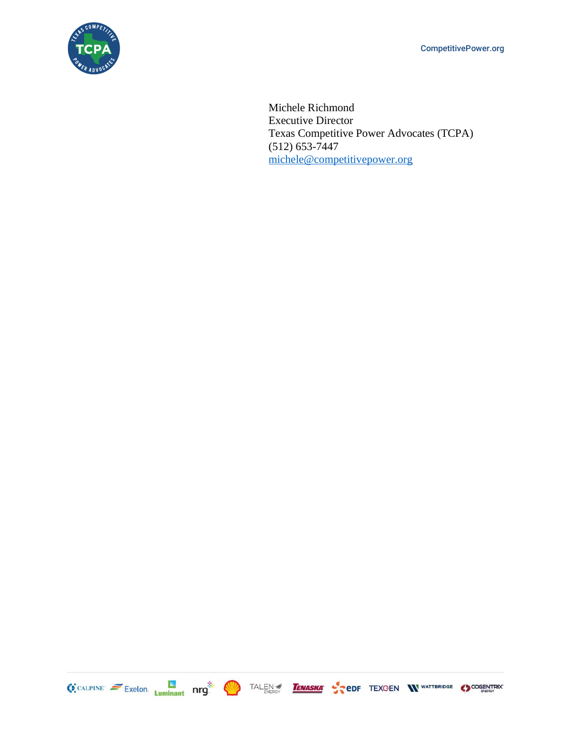Michele Richmond
Executive Director
Texas Competitive Power Advocates (TCPA)
(512) 653-7447
michele@competitivepower.org